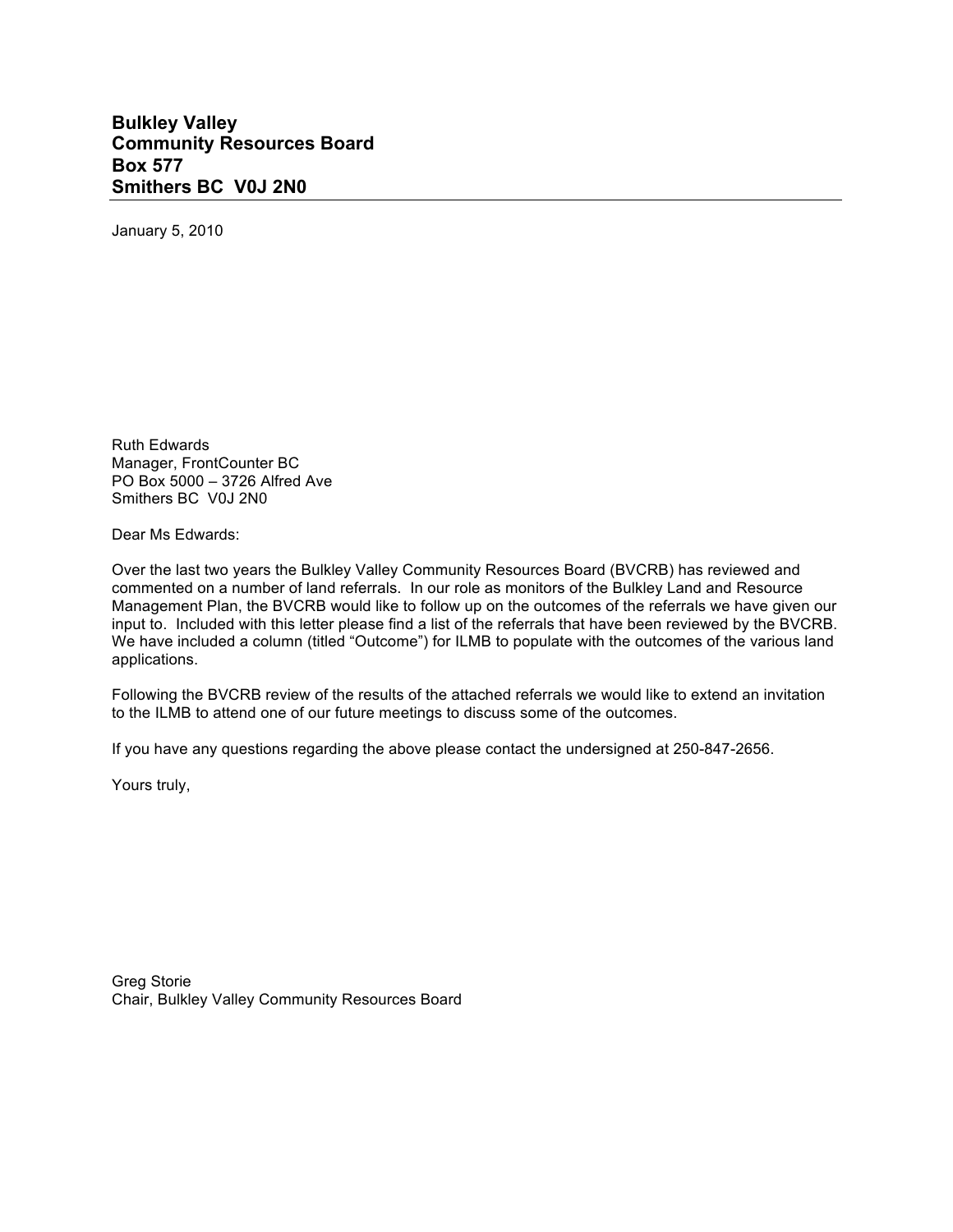**Bulkley Valley**
**Community Resources Board**
**Box 577**
**Smithers BC  V0J 2N0**

---

January 5, 2010

Ruth Edwards
Manager, FrontCounter BC
PO Box 5000 – 3726 Alfred Ave
Smithers BC  V0J 2N0

Dear Ms Edwards:

Over the last two years the Bulkley Valley Community Resources Board (BVCRB) has reviewed and commented on a number of land referrals. In our role as monitors of the Bulkley Land and Resource Management Plan, the BVCRB would like to follow up on the outcomes of the referrals we have given our input to. Included with this letter please find a list of the referrals that have been reviewed by the BVCRB. We have included a column (titled "Outcome") for ILMB to populate with the outcomes of the various land applications.

Following the BVCRB review of the results of the attached referrals we would like to extend an invitation to the ILMB to attend one of our future meetings to discuss some of the outcomes.

If you have any questions regarding the above please contact the undersigned at 250-847-2656.

Yours truly,

Greg Storie
Chair, Bulkley Valley Community Resources Board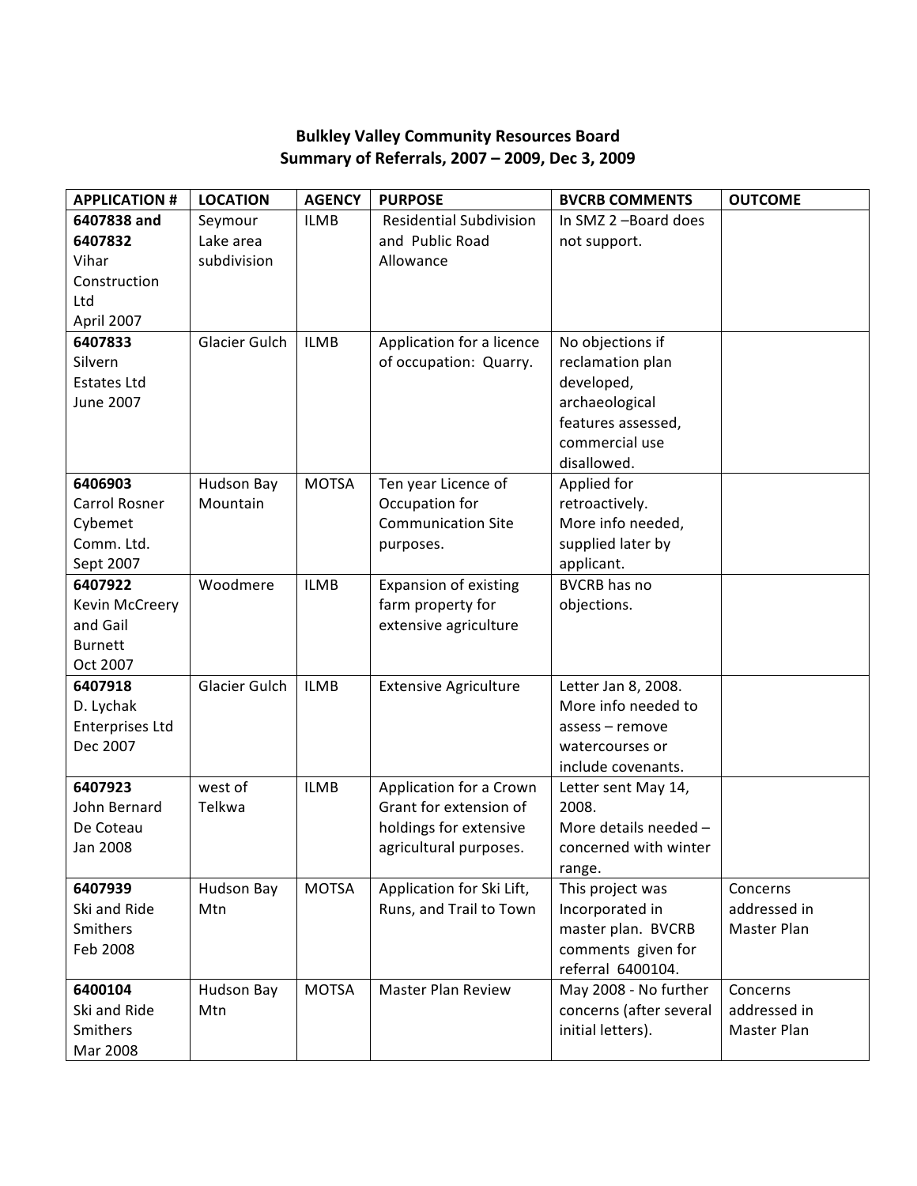**Bulkley Valley Community Resources Board**
**Summary of Referrals, 2007 – 2009, Dec 3, 2009**

| APPLICATION # | LOCATION | AGENCY | PURPOSE | BVCRB COMMENTS | OUTCOME |
|---|---|---|---|---|---|
| **6407838 and 6407832** Vihar Construction Ltd April 2007 | Seymour Lake area subdivision | ILMB | Residential Subdivision and Public Road Allowance | In SMZ 2 –Board does not support. | |
| **6407833** Silvern Estates Ltd June 2007 | Glacier Gulch | ILMB | Application for a licence of occupation: Quarry. | No objections if reclamation plan developed, archaeological features assessed, commercial use disallowed. | |
| **6406903** Carrol Rosner Cybemet Comm. Ltd. Sept 2007 | Hudson Bay Mountain | MOTSA | Ten year Licence of Occupation for Communication Site purposes. | Applied for retroactively. More info needed, supplied later by applicant. | |
| **6407922** Kevin McCreery and Gail Burnett Oct 2007 | Woodmere | ILMB | Expansion of existing farm property for extensive agriculture | BVCRB has no objections. | |
| **6407918** D. Lychak Enterprises Ltd Dec 2007 | Glacier Gulch | ILMB | Extensive Agriculture | Letter Jan 8, 2008. More info needed to assess – remove watercourses or include covenants. | |
| **6407923** John Bernard De Coteau Jan 2008 | west of Telkwa | ILMB | Application for a Crown Grant for extension of holdings for extensive agricultural purposes. | Letter sent May 14, 2008. More details needed – concerned with winter range. | |
| **6407939** Ski and Ride Smithers Feb 2008 | Hudson Bay Mtn | MOTSA | Application for Ski Lift, Runs, and Trail to Town | This project was Incorporated in master plan. BVCRB comments given for referral 6400104. | Concerns addressed in Master Plan |
| **6400104** Ski and Ride Smithers Mar 2008 | Hudson Bay Mtn | MOTSA | Master Plan Review | May 2008 - No further concerns (after several initial letters). | Concerns addressed in Master Plan |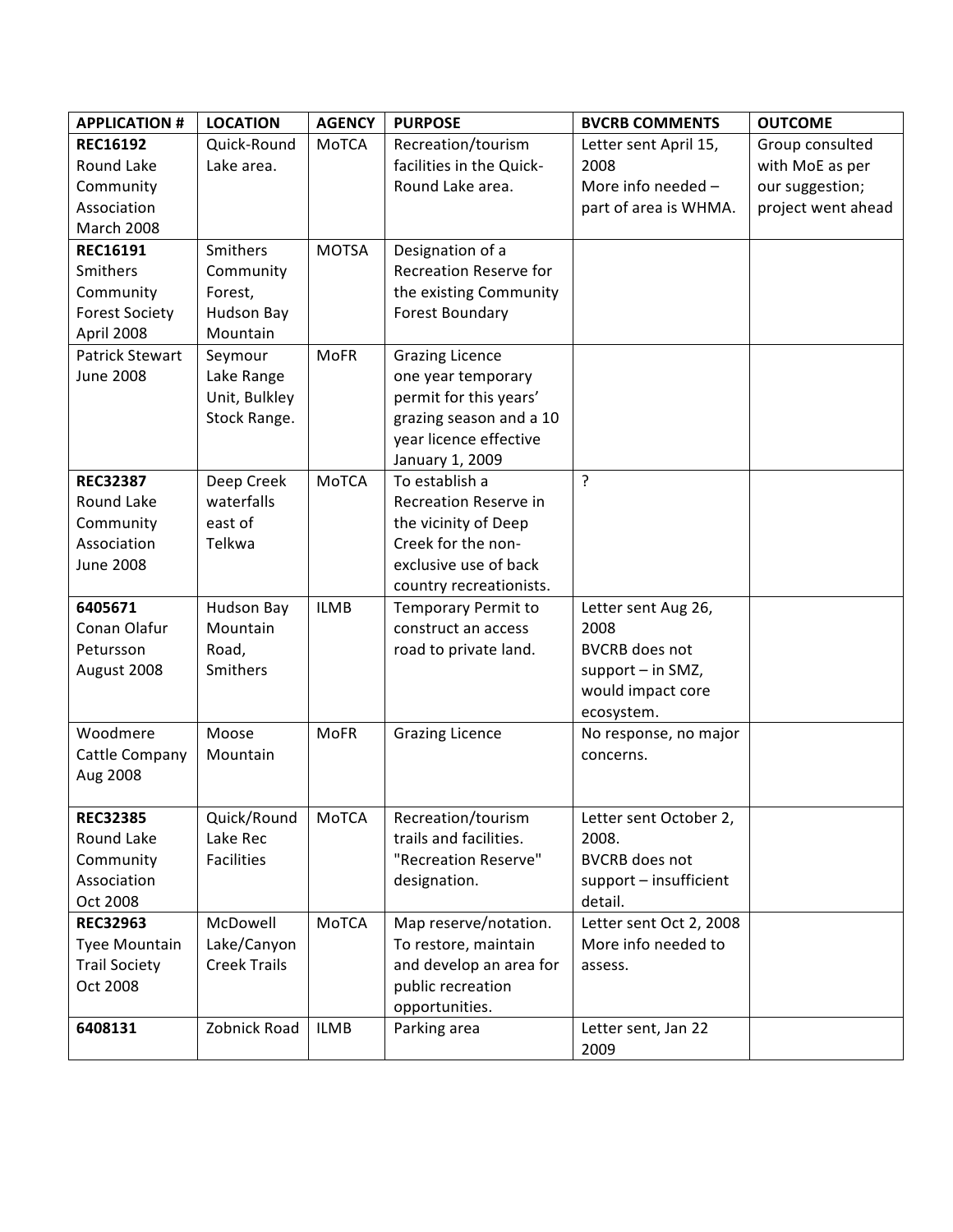| APPLICATION # | LOCATION | AGENCY | PURPOSE | BVCRB COMMENTS | OUTCOME |
|---|---|---|---|---|---|
| **REC16192** Round Lake Community Association March 2008 | Quick-Round Lake area. | MoTCA | Recreation/tourism facilities in the Quick-Round Lake area. | Letter sent April 15, 2008 More info needed – part of area is WHMA. | Group consulted with MoE as per our suggestion; project went ahead |
| **REC16191** Smithers Community Forest Society April 2008 | Smithers Community Forest, Hudson Bay Mountain | MOTSA | Designation of a Recreation Reserve for the existing Community Forest Boundary | | |
| Patrick Stewart June 2008 | Seymour Lake Range Unit, Bulkley Stock Range. | MoFR | Grazing Licence one year temporary permit for this years' grazing season and a 10 year licence effective January 1, 2009 | | |
| **REC32387** Round Lake Community Association June 2008 | Deep Creek waterfalls east of Telkwa | MoTCA | To establish a Recreation Reserve in the vicinity of Deep Creek for the non-exclusive use of back country recreationists. | ? | |
| **6405671** Conan Olafur Petursson August 2008 | Hudson Bay Mountain Road, Smithers | ILMB | Temporary Permit to construct an access road to private land. | Letter sent Aug 26, 2008 BVCRB does not support – in SMZ, would impact core ecosystem. | |
| Woodmere Cattle Company Aug 2008 | Moose Mountain | MoFR | Grazing Licence | No response, no major concerns. | |
| **REC32385** Round Lake Community Association Oct 2008 | Quick/Round Lake Rec Facilities | MoTCA | Recreation/tourism trails and facilities. "Recreation Reserve" designation. | Letter sent October 2, 2008. BVCRB does not support – insufficient detail. | |
| **REC32963** Tyee Mountain Trail Society Oct 2008 | McDowell Lake/Canyon Creek Trails | MoTCA | Map reserve/notation. To restore, maintain and develop an area for public recreation opportunities. | Letter sent Oct 2, 2008 More info needed to assess. | |
| **6408131** | Zobnick Road | ILMB | Parking area | Letter sent, Jan 22 2009 | |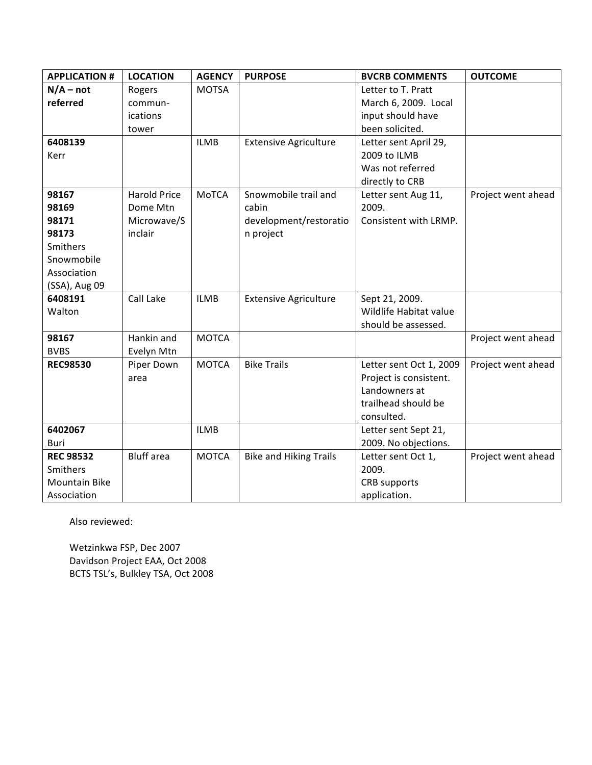| APPLICATION # | LOCATION | AGENCY | PURPOSE | BVCRB COMMENTS | OUTCOME |
|---|---|---|---|---|---|
| **N/A – not referred** | Rogers communications tower | MOTSA | | Letter to T. Pratt March 6, 2009. Local input should have been solicited. | |
| **6408139** Kerr | | ILMB | Extensive Agriculture | Letter sent April 29, 2009 to ILMB Was not referred directly to CRB | |
| **98167 98169 98171 98173** Smithers Snowmobile Association (SSA), Aug 09 | Harold Price Dome Mtn Microwave/Sinclair | MoTCA | Snowmobile trail and cabin development/restoration project | Letter sent Aug 11, 2009. Consistent with LRMP. | Project went ahead |
| **6408191** Walton | Call Lake | ILMB | Extensive Agriculture | Sept 21, 2009. Wildlife Habitat value should be assessed. | |
| **98167** BVBS | Hankin and Evelyn Mtn | MOTCA | | | Project went ahead |
| **REC98530** | Piper Down area | MOTCA | Bike Trails | Letter sent Oct 1, 2009 Project is consistent. Landowners at trailhead should be consulted. | Project went ahead |
| **6402067** Buri | | ILMB | | Letter sent Sept 21, 2009. No objections. | |
| **REC 98532** Smithers Mountain Bike Association | Bluff area | MOTCA | Bike and Hiking Trails | Letter sent Oct 1, 2009. CRB supports application. | Project went ahead |

Also reviewed:

Wetzinkwa FSP, Dec 2007
Davidson Project EAA, Oct 2008
BCTS TSL's, Bulkley TSA, Oct 2008